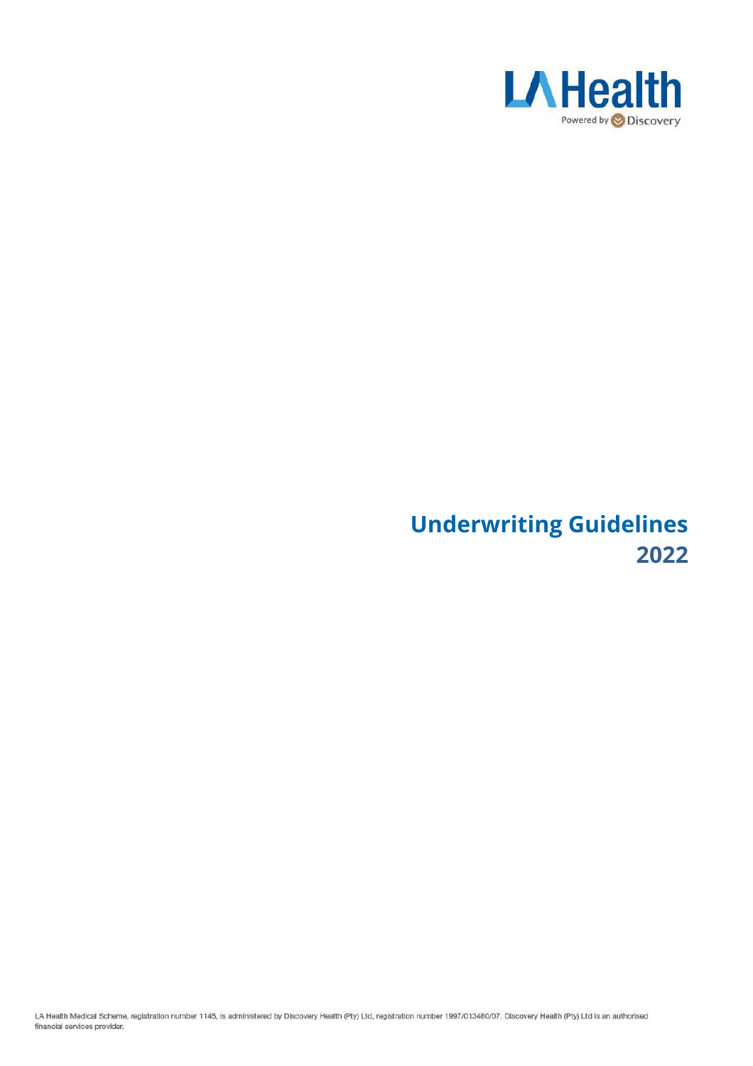LA Health

Powered by Discovery

# Underwriting Guidelines 2022

LA Health Medical Scheme, registration number 1145, is administered by Discovery Health (Pty) Ltd, registration number 1997/013480/07. Discovery Health (Pty) Ltd is an authorised financial services provider.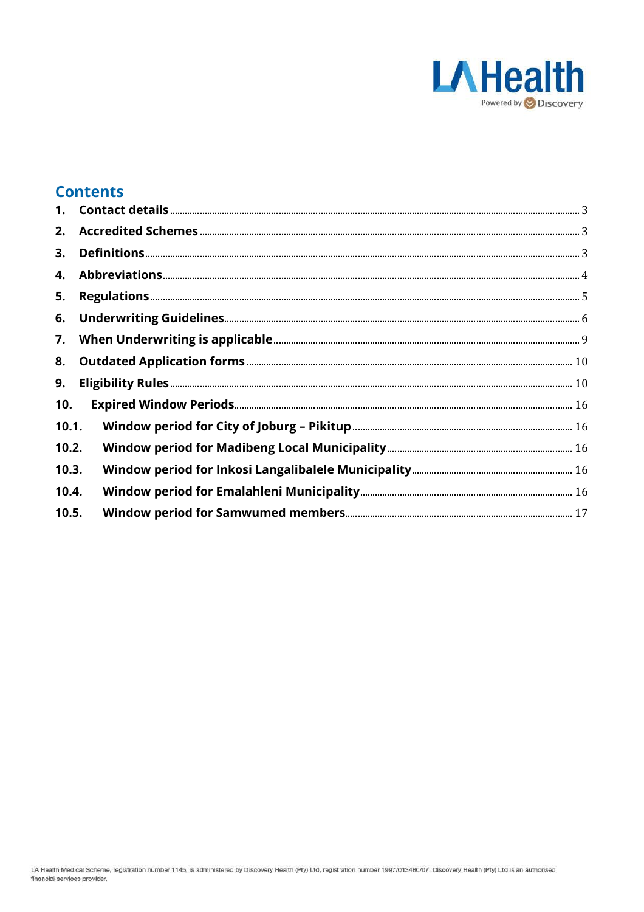## Contents

1. **Contact details** ..... 3
2. **Accredited Schemes** ..... 3
3. **Definitions** ..... 3
4. **Abbreviations** ..... 4
5. **Regulations** ..... 5
6. **Underwriting Guidelines** ..... 6
7. **When Underwriting is applicable** ..... 9
8. **Outdated Application forms** ..... 10
9. **Eligibility Rules** ..... 10
10. **Expired Window Periods** ..... 16

**10.1. Window period for City of Joburg – Pikitup** ..... 16

**10.2. Window period for Madibeng Local Municipality** ..... 16

**10.3. Window period for Inkosi Langalibalele Municipality** ..... 16

**10.4. Window period for Emalahleni Municipality** ..... 16

**10.5. Window period for Samwumed members** ..... 17

LA Health Medical Scheme, registration number 1145, is administered by Discovery Health (Pty) Ltd, registration number 1997/013480/07. Discovery Health (Pty) Ltd is an authorised financial services provider.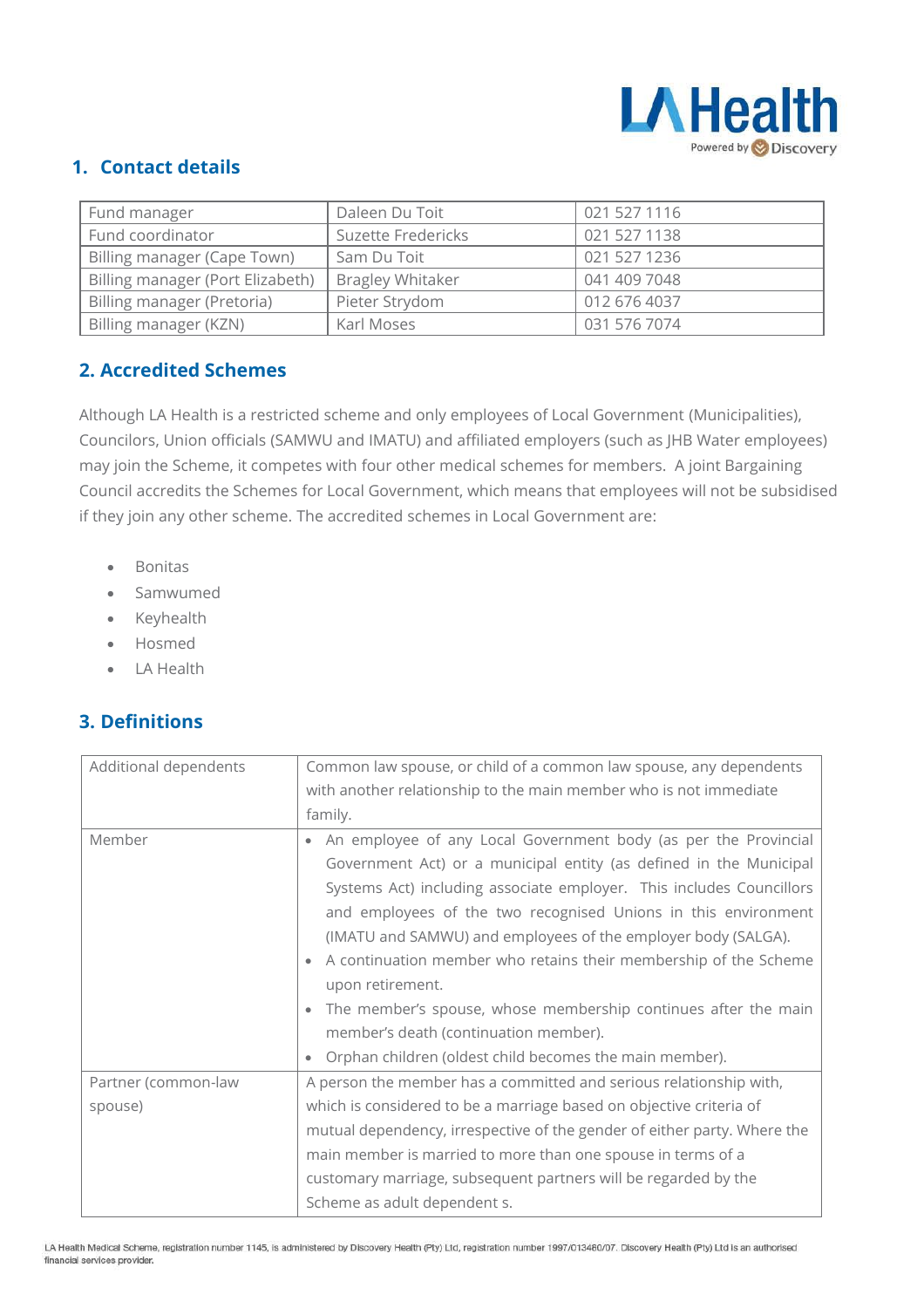## 1. Contact details

| Fund manager | Daleen Du Toit | 021 527 1116 |
|---|---|---|
| Fund coordinator | Suzette Fredericks | 021 527 1138 |
| Billing manager (Cape Town) | Sam Du Toit | 021 527 1236 |
| Billing manager (Port Elizabeth) | Bragley Whitaker | 041 409 7048 |
| Billing manager (Pretoria) | Pieter Strydom | 012 676 4037 |
| Billing manager (KZN) | Karl Moses | 031 576 7074 |

## 2. Accredited Schemes

Although LA Health is a restricted scheme and only employees of Local Government (Municipalities), Councilors, Union officials (SAMWU and IMATU) and affiliated employers (such as JHB Water employees) may join the Scheme, it competes with four other medical schemes for members. A joint Bargaining Council accredits the Schemes for Local Government, which means that employees will not be subsidised if they join any other scheme. The accredited schemes in Local Government are:

- Bonitas
- Samwumed
- Keyhealth
- Hosmed
- LA Health

## 3. Definitions

| Additional dependents | Common law spouse, or child of a common law spouse, any dependents with another relationship to the main member who is not immediate family. |
|---|---|
| Member | • An employee of any Local Government body (as per the Provincial Government Act) or a municipal entity (as defined in the Municipal Systems Act) including associate employer. This includes Councillors and employees of the two recognised Unions in this environment (IMATU and SAMWU) and employees of the employer body (SALGA).<br>• A continuation member who retains their membership of the Scheme upon retirement.<br>• The member's spouse, whose membership continues after the main member's death (continuation member).<br>• Orphan children (oldest child becomes the main member). |
| Partner (common-law spouse) | A person the member has a committed and serious relationship with, which is considered to be a marriage based on objective criteria of mutual dependency, irrespective of the gender of either party. Where the main member is married to more than one spouse in terms of a customary marriage, subsequent partners will be regarded by the Scheme as adult dependent s. |

LA Health Medical Scheme, registration number 1145, is administered by Discovery Health (Pty) Ltd, registration number 1997/013480/07. Discovery Health (Pty) Ltd is an authorised financial services provider.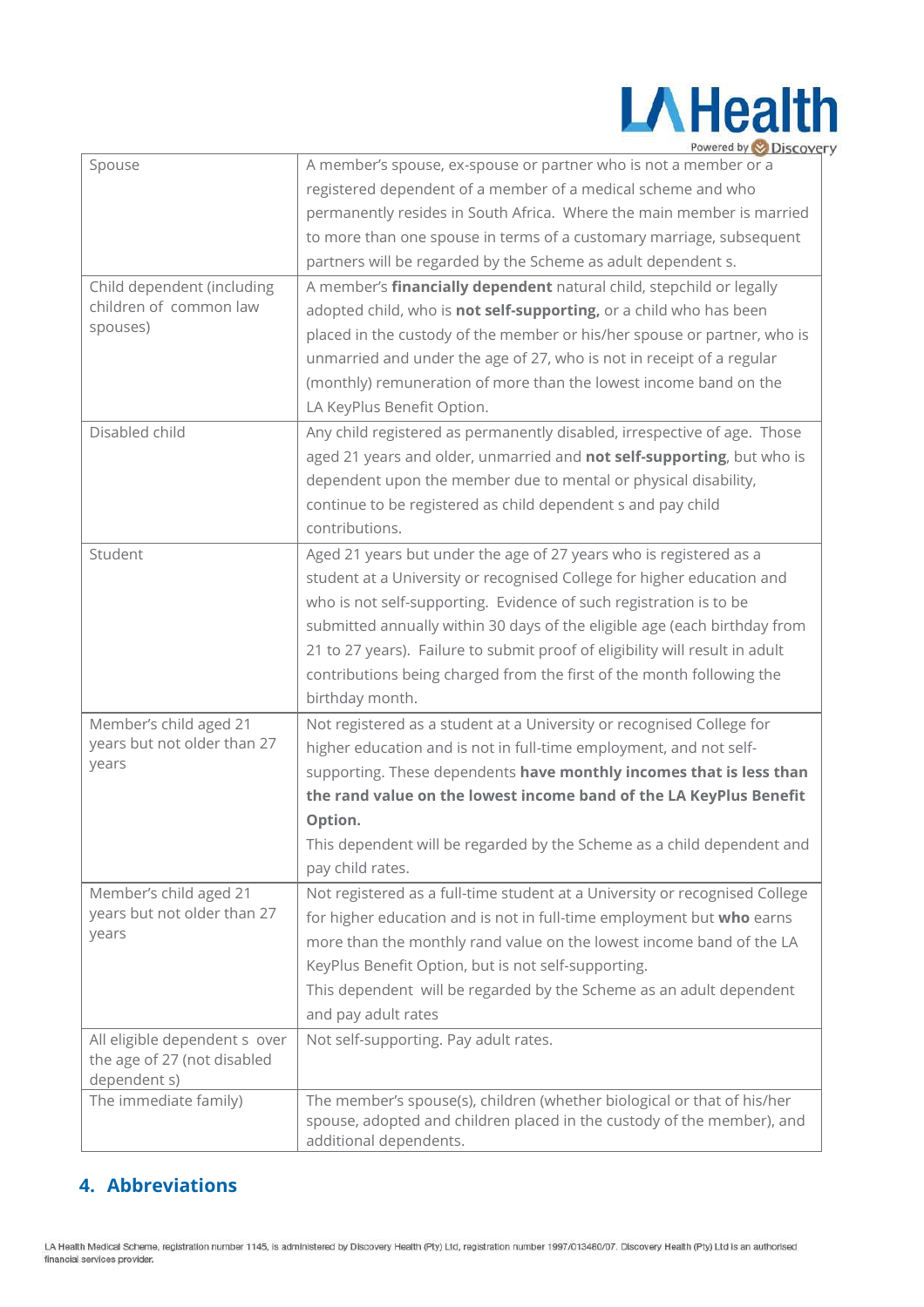| | |
|---|---|
| Spouse | A member's spouse, ex-spouse or partner who is not a member or a registered dependent of a member of a medical scheme and who permanently resides in South Africa. Where the main member is married to more than one spouse in terms of a customary marriage, subsequent partners will be regarded by the Scheme as adult dependent s. |
| Child dependent (including children of common law spouses) | A member's **financially dependent** natural child, stepchild or legally adopted child, who is **not self-supporting,** or a child who has been placed in the custody of the member or his/her spouse or partner, who is unmarried and under the age of 27, who is not in receipt of a regular (monthly) remuneration of more than the lowest income band on the LA KeyPlus Benefit Option. |
| Disabled child | Any child registered as permanently disabled, irrespective of age. Those aged 21 years and older, unmarried and **not self-supporting**, but who is dependent upon the member due to mental or physical disability, continue to be registered as child dependent s and pay child contributions. |
| Student | Aged 21 years but under the age of 27 years who is registered as a student at a University or recognised College for higher education and who is not self-supporting. Evidence of such registration is to be submitted annually within 30 days of the eligible age (each birthday from 21 to 27 years). Failure to submit proof of eligibility will result in adult contributions being charged from the first of the month following the birthday month. |
| Member's child aged 21 years but not older than 27 years | Not registered as a student at a University or recognised College for higher education and is not in full-time employment, and not self-supporting. These dependents **have monthly incomes that is less than the rand value on the lowest income band of the LA KeyPlus Benefit Option.** This dependent will be regarded by the Scheme as a child dependent and pay child rates. |
| Member's child aged 21 years but not older than 27 years | Not registered as a full-time student at a University or recognised College for higher education and is not in full-time employment but **who** earns more than the monthly rand value on the lowest income band of the LA KeyPlus Benefit Option, but is not self-supporting. This dependent will be regarded by the Scheme as an adult dependent and pay adult rates |
| All eligible dependent s over the age of 27 (not disabled dependent s) | Not self-supporting. Pay adult rates. |
| The immediate family) | The member's spouse(s), children (whether biological or that of his/her spouse, adopted and children placed in the custody of the member), and additional dependents. |

## 4. Abbreviations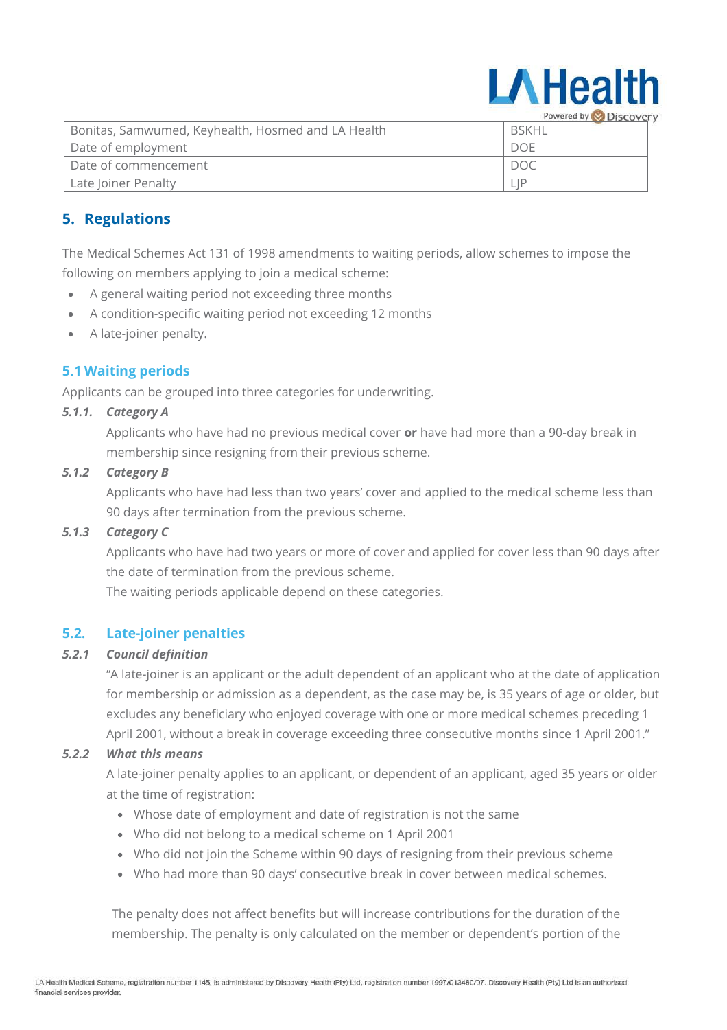| Bonitas, Samwumed, Keyhealth, Hosmed and LA Health | BSKHL |
| --- | --- |
| Date of employment | DOE |
| Date of commencement | DOC |
| Late Joiner Penalty | LJP |

## 5. Regulations

The Medical Schemes Act 131 of 1998 amendments to waiting periods, allow schemes to impose the following on members applying to join a medical scheme:

- A general waiting period not exceeding three months
- A condition-specific waiting period not exceeding 12 months
- A late-joiner penalty.

### 5.1 Waiting periods

Applicants can be grouped into three categories for underwriting.

***5.1.1. Category A***

Applicants who have had no previous medical cover **or** have had more than a 90-day break in membership since resigning from their previous scheme.

***5.1.2 Category B***

Applicants who have had less than two years' cover and applied to the medical scheme less than 90 days after termination from the previous scheme.

***5.1.3 Category C***

Applicants who have had two years or more of cover and applied for cover less than 90 days after the date of termination from the previous scheme.

The waiting periods applicable depend on these categories.

### 5.2. Late-joiner penalties

***5.2.1 Council definition***

"A late-joiner is an applicant or the adult dependent of an applicant who at the date of application for membership or admission as a dependent, as the case may be, is 35 years of age or older, but excludes any beneficiary who enjoyed coverage with one or more medical schemes preceding 1 April 2001, without a break in coverage exceeding three consecutive months since 1 April 2001."

***5.2.2 What this means***

A late-joiner penalty applies to an applicant, or dependent of an applicant, aged 35 years or older at the time of registration:

- Whose date of employment and date of registration is not the same
- Who did not belong to a medical scheme on 1 April 2001
- Who did not join the Scheme within 90 days of resigning from their previous scheme
- Who had more than 90 days' consecutive break in cover between medical schemes.

The penalty does not affect benefits but will increase contributions for the duration of the membership. The penalty is only calculated on the member or dependent's portion of the

LA Health Medical Scheme, registration number 1145, is administered by Discovery Health (Pty) Ltd, registration number 1997/013480/07. Discovery Health (Pty) Ltd is an authorised financial services provider.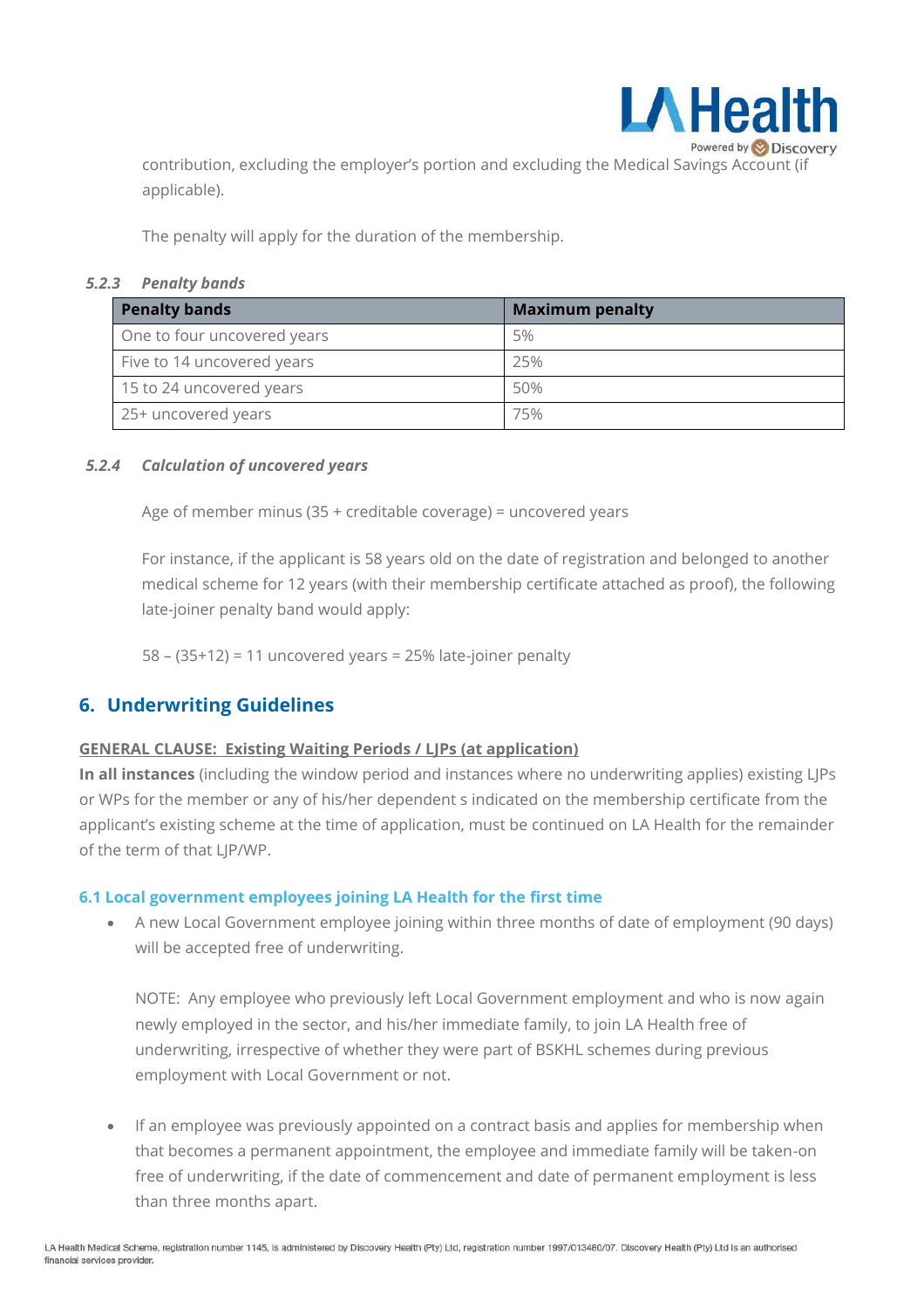contribution, excluding the employer's portion and excluding the Medical Savings Account (if applicable).

The penalty will apply for the duration of the membership.

#### *5.2.3 Penalty bands*

| Penalty bands | Maximum penalty |
| --- | --- |
| One to four uncovered years | 5% |
| Five to 14 uncovered years | 25% |
| 15 to 24 uncovered years | 50% |
| 25+ uncovered years | 75% |

#### *5.2.4 Calculation of uncovered years*

Age of member minus (35 + creditable coverage) = uncovered years

For instance, if the applicant is 58 years old on the date of registration and belonged to another medical scheme for 12 years (with their membership certificate attached as proof), the following late-joiner penalty band would apply:

58 – (35+12) = 11 uncovered years = 25% late-joiner penalty

## 6. Underwriting Guidelines

**GENERAL CLAUSE: Existing Waiting Periods / LJPs (at application)**

**In all instances** (including the window period and instances where no underwriting applies) existing LJPs or WPs for the member or any of his/her dependent s indicated on the membership certificate from the applicant's existing scheme at the time of application, must be continued on LA Health for the remainder of the term of that LJP/WP.

### 6.1 Local government employees joining LA Health for the first time

- A new Local Government employee joining within three months of date of employment (90 days) will be accepted free of underwriting.

  NOTE: Any employee who previously left Local Government employment and who is now again newly employed in the sector, and his/her immediate family, to join LA Health free of underwriting, irrespective of whether they were part of BSKHL schemes during previous employment with Local Government or not.

- If an employee was previously appointed on a contract basis and applies for membership when that becomes a permanent appointment, the employee and immediate family will be taken-on free of underwriting, if the date of commencement and date of permanent employment is less than three months apart.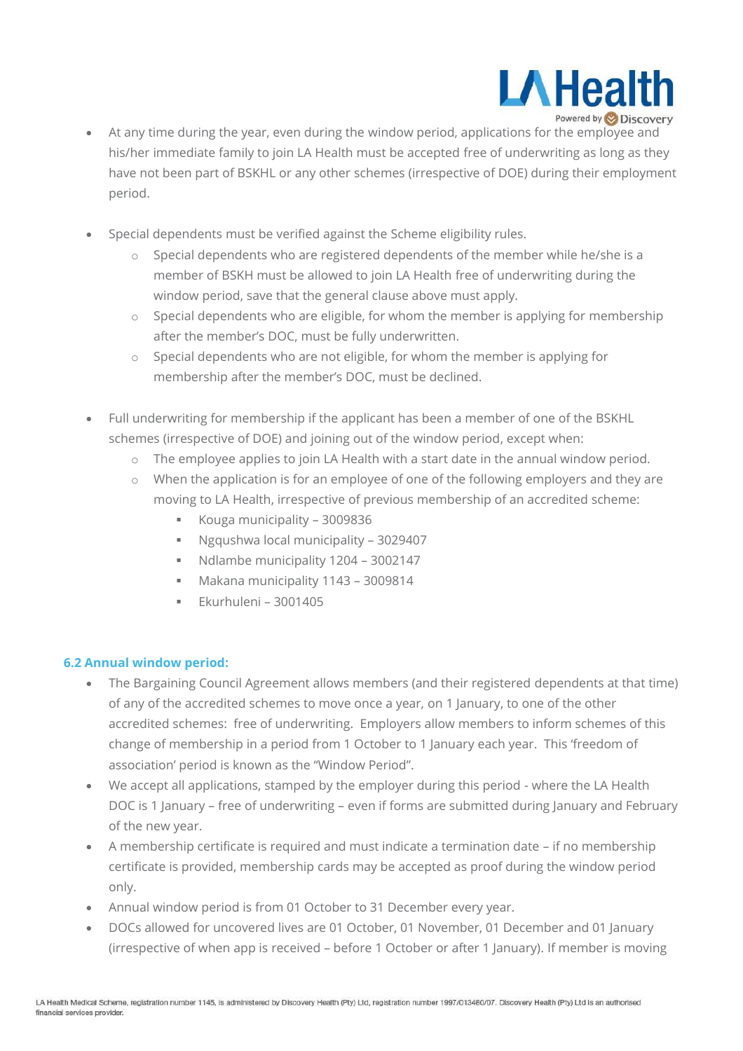- At any time during the year, even during the window period, applications for the employee and his/her immediate family to join LA Health must be accepted free of underwriting as long as they have not been part of BSKHL or any other schemes (irrespective of DOE) during their employment period.

- Special dependents must be verified against the Scheme eligibility rules.
  - Special dependents who are registered dependents of the member while he/she is a member of BSKH must be allowed to join LA Health free of underwriting during the window period, save that the general clause above must apply.
  - Special dependents who are eligible, for whom the member is applying for membership after the member's DOC, must be fully underwritten.
  - Special dependents who are not eligible, for whom the member is applying for membership after the member's DOC, must be declined.

- Full underwriting for membership if the applicant has been a member of one of the BSKHL schemes (irrespective of DOE) and joining out of the window period, except when:
  - The employee applies to join LA Health with a start date in the annual window period.
  - When the application is for an employee of one of the following employers and they are moving to LA Health, irrespective of previous membership of an accredited scheme:
    - Kouga municipality – 3009836
    - Ngqushwa local municipality – 3029407
    - Ndlambe municipality 1204 – 3002147
    - Makana municipality 1143 – 3009814
    - Ekurhuleni – 3001405

### 6.2 Annual window period:

- The Bargaining Council Agreement allows members (and their registered dependents at that time) of any of the accredited schemes to move once a year, on 1 January, to one of the other accredited schemes: free of underwriting. Employers allow members to inform schemes of this change of membership in a period from 1 October to 1 January each year. This 'freedom of association' period is known as the "Window Period".
- We accept all applications, stamped by the employer during this period - where the LA Health DOC is 1 January – free of underwriting – even if forms are submitted during January and February of the new year.
- A membership certificate is required and must indicate a termination date – if no membership certificate is provided, membership cards may be accepted as proof during the window period only.
- Annual window period is from 01 October to 31 December every year.
- DOCs allowed for uncovered lives are 01 October, 01 November, 01 December and 01 January (irrespective of when app is received – before 1 October or after 1 January). If member is moving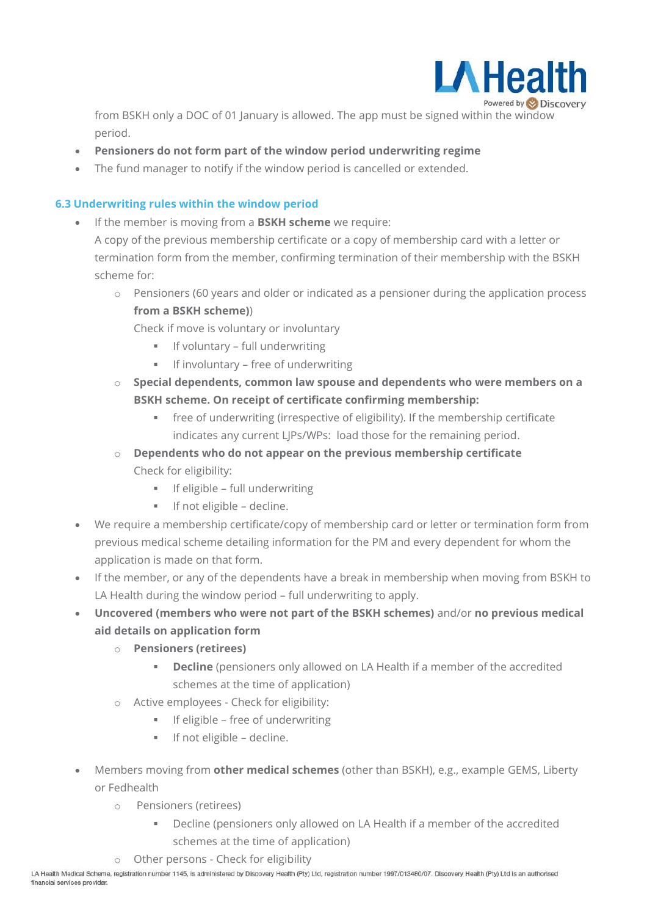from BSKH only a DOC of 01 January is allowed. The app must be signed within the window period.

- **Pensioners do not form part of the window period underwriting regime**
- The fund manager to notify if the window period is cancelled or extended.

### 6.3 Underwriting rules within the window period

- If the member is moving from a **BSKH scheme** we require:
  A copy of the previous membership certificate or a copy of membership card with a letter or termination form from the member, confirming termination of their membership with the BSKH scheme for:
    - Pensioners (60 years and older or indicated as a pensioner during the application process **from a BSKH scheme)**)
      Check if move is voluntary or involuntary
        - If voluntary – full underwriting
        - If involuntary – free of underwriting
    - **Special dependents, common law spouse and dependents who were members on a BSKH scheme. On receipt of certificate confirming membership:**
        - free of underwriting (irrespective of eligibility). If the membership certificate indicates any current LJPs/WPs: load those for the remaining period.
    - **Dependents who do not appear on the previous membership certificate**
      Check for eligibility:
        - If eligible – full underwriting
        - If not eligible – decline.
- We require a membership certificate/copy of membership card or letter or termination form from previous medical scheme detailing information for the PM and every dependent for whom the application is made on that form.
- If the member, or any of the dependents have a break in membership when moving from BSKH to LA Health during the window period – full underwriting to apply.
- **Uncovered (members who were not part of the BSKH schemes)** and/or **no previous medical aid details on application form**
    - **Pensioners (retirees)**
        - **Decline** (pensioners only allowed on LA Health if a member of the accredited schemes at the time of application)
    - Active employees - Check for eligibility:
        - If eligible – free of underwriting
        - If not eligible – decline.
- Members moving from **other medical schemes** (other than BSKH), e.g., example GEMS, Liberty or Fedhealth
    - Pensioners (retirees)
        - Decline (pensioners only allowed on LA Health if a member of the accredited schemes at the time of application)
    - Other persons - Check for eligibility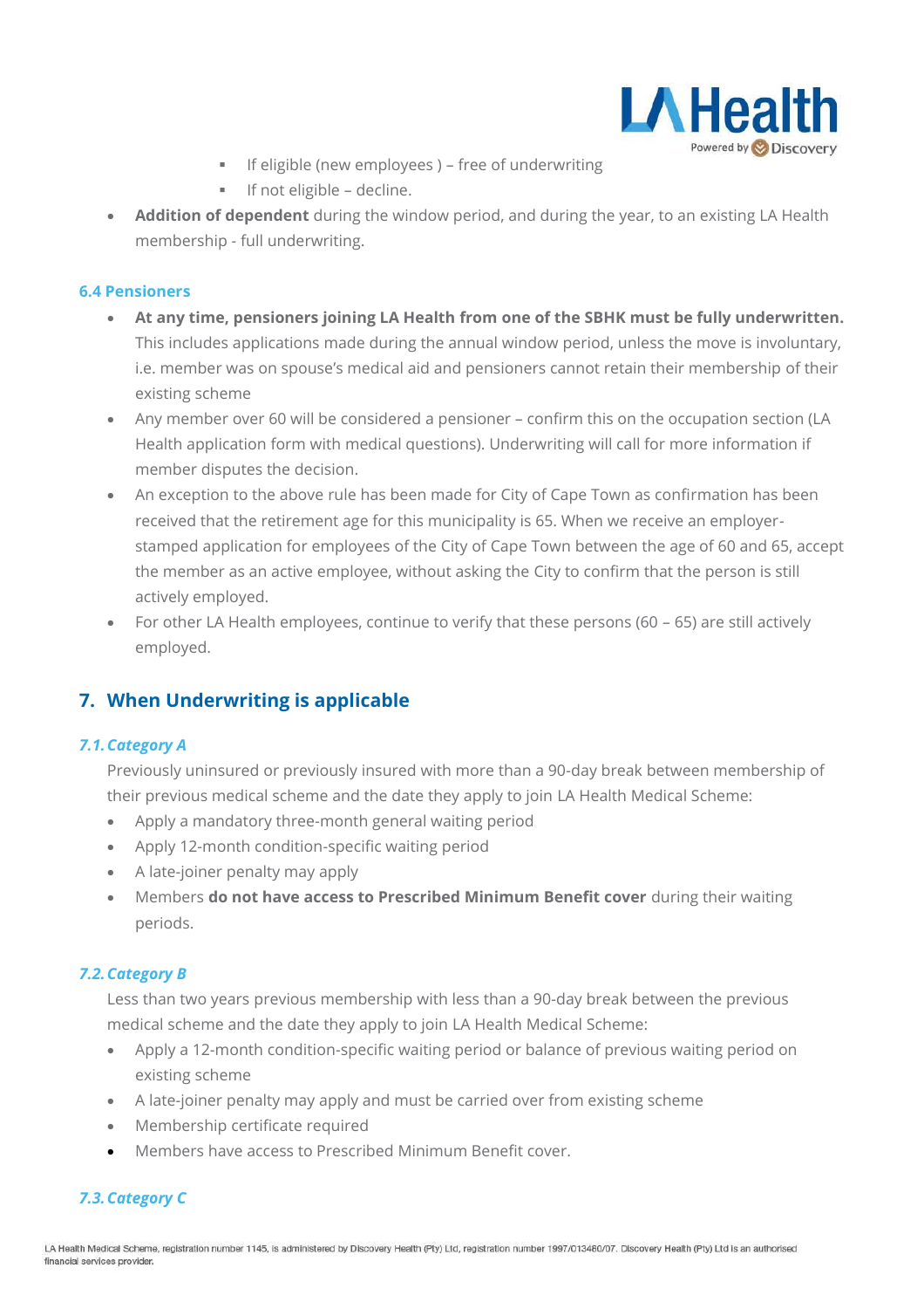- If eligible (new employees ) – free of underwriting
  - If not eligible – decline.
- **Addition of dependent** during the window period, and during the year, to an existing LA Health membership - full underwriting.

### 6.4 Pensioners

- **At any time, pensioners joining LA Health from one of the SBHK must be fully underwritten.** This includes applications made during the annual window period, unless the move is involuntary, i.e. member was on spouse's medical aid and pensioners cannot retain their membership of their existing scheme
- Any member over 60 will be considered a pensioner – confirm this on the occupation section (LA Health application form with medical questions). Underwriting will call for more information if member disputes the decision.
- An exception to the above rule has been made for City of Cape Town as confirmation has been received that the retirement age for this municipality is 65. When we receive an employer-stamped application for employees of the City of Cape Town between the age of 60 and 65, accept the member as an active employee, without asking the City to confirm that the person is still actively employed.
- For other LA Health employees, continue to verify that these persons (60 – 65) are still actively employed.

## 7. When Underwriting is applicable

### *7.1. Category A*

Previously uninsured or previously insured with more than a 90-day break between membership of their previous medical scheme and the date they apply to join LA Health Medical Scheme:

- Apply a mandatory three-month general waiting period
- Apply 12-month condition-specific waiting period
- A late-joiner penalty may apply
- Members **do not have access to Prescribed Minimum Benefit cover** during their waiting periods.

### *7.2. Category B*

Less than two years previous membership with less than a 90-day break between the previous medical scheme and the date they apply to join LA Health Medical Scheme:

- Apply a 12-month condition-specific waiting period or balance of previous waiting period on existing scheme
- A late-joiner penalty may apply and must be carried over from existing scheme
- Membership certificate required
- Members have access to Prescribed Minimum Benefit cover.

### *7.3. Category C*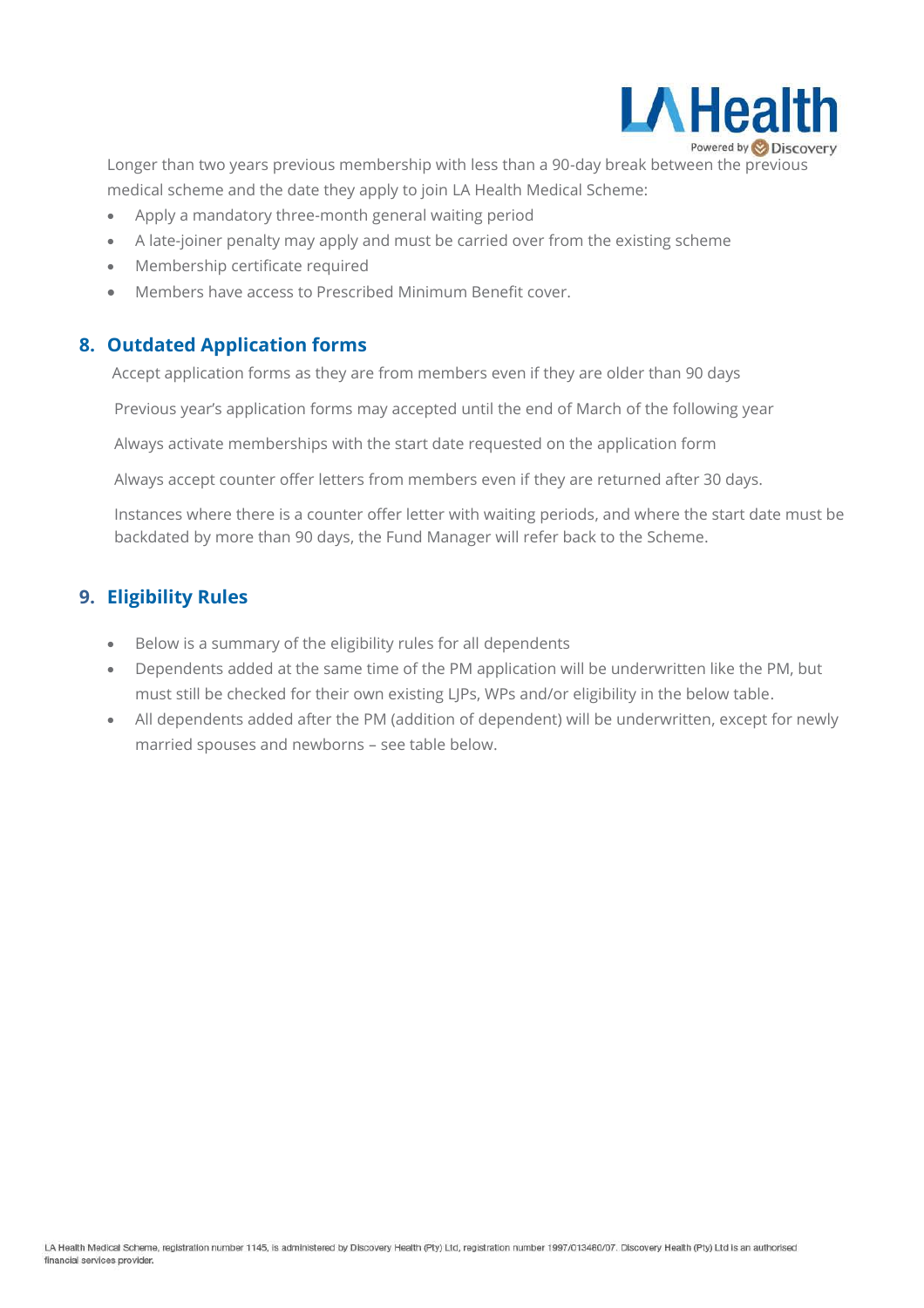Longer than two years previous membership with less than a 90-day break between the previous medical scheme and the date they apply to join LA Health Medical Scheme:

- Apply a mandatory three-month general waiting period
- A late-joiner penalty may apply and must be carried over from the existing scheme
- Membership certificate required
- Members have access to Prescribed Minimum Benefit cover.

## 8. Outdated Application forms

Accept application forms as they are from members even if they are older than 90 days

Previous year's application forms may accepted until the end of March of the following year

Always activate memberships with the start date requested on the application form

Always accept counter offer letters from members even if they are returned after 30 days.

Instances where there is a counter offer letter with waiting periods, and where the start date must be backdated by more than 90 days, the Fund Manager will refer back to the Scheme.

## 9. Eligibility Rules

- Below is a summary of the eligibility rules for all dependents
- Dependents added at the same time of the PM application will be underwritten like the PM, but must still be checked for their own existing LJPs, WPs and/or eligibility in the below table.
- All dependents added after the PM (addition of dependent) will be underwritten, except for newly married spouses and newborns – see table below.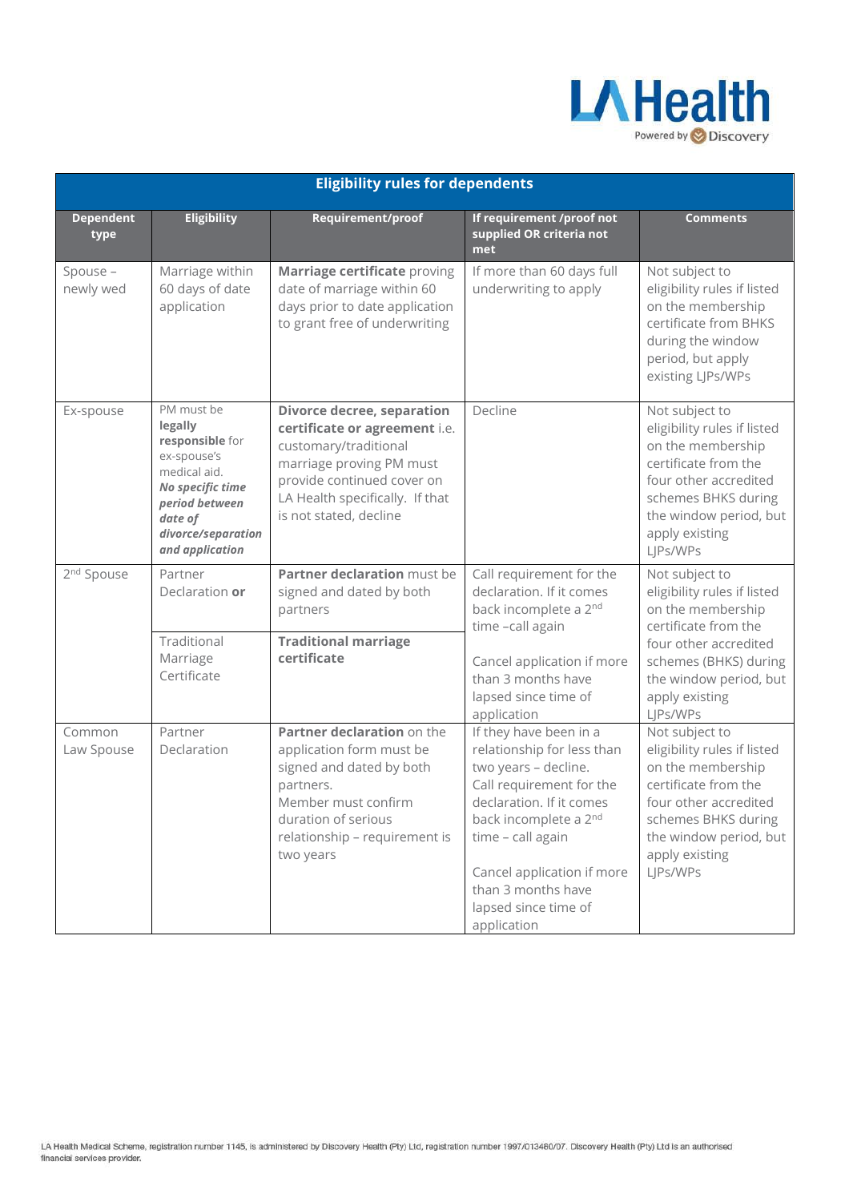| Eligibility rules for dependents | | | | |
|---|---|---|---|---|
| **Dependent type** | **Eligibility** | **Requirement/proof** | **If requirement /proof not supplied OR criteria not met** | **Comments** |
| Spouse – newly wed | Marriage within 60 days of date application | **Marriage certificate** proving date of marriage within 60 days prior to date application to grant free of underwriting | If more than 60 days full underwriting to apply | Not subject to eligibility rules if listed on the membership certificate from BHKS during the window period, but apply existing LJPs/WPs |
| Ex-spouse | PM must be **legally responsible** for ex-spouse's medical aid. ***No specific time period between date of divorce/separation and application*** | **Divorce decree, separation certificate or agreement** i.e. customary/traditional marriage proving PM must provide continued cover on LA Health specifically. If that is not stated, decline | Decline | Not subject to eligibility rules if listed on the membership certificate from the four other accredited schemes BHKS during the window period, but apply existing LJPs/WPs |
| 2nd Spouse | Partner Declaration **or** | **Partner declaration** must be signed and dated by both partners | Call requirement for the declaration. If it comes back incomplete a 2nd time –call again<br><br>Cancel application if more than 3 months have lapsed since time of application | Not subject to eligibility rules if listed on the membership certificate from the four other accredited schemes (BHKS) during the window period, but apply existing LJPs/WPs |
| | Traditional Marriage Certificate | **Traditional marriage certificate** | | |
| Common Law Spouse | Partner Declaration | **Partner declaration** on the application form must be signed and dated by both partners.<br>Member must confirm duration of serious relationship – requirement is two years | If they have been in a relationship for less than two years – decline.<br>Call requirement for the declaration. If it comes back incomplete a 2nd time – call again<br><br>Cancel application if more than 3 months have lapsed since time of application | Not subject to eligibility rules if listed on the membership certificate from the four other accredited schemes BHKS during the window period, but apply existing LJPs/WPs |

LA Health Medical Scheme, registration number 1145, is administered by Discovery Health (Pty) Ltd, registration number 1997/013480/07. Discovery Health (Pty) Ltd is an authorised financial services provider.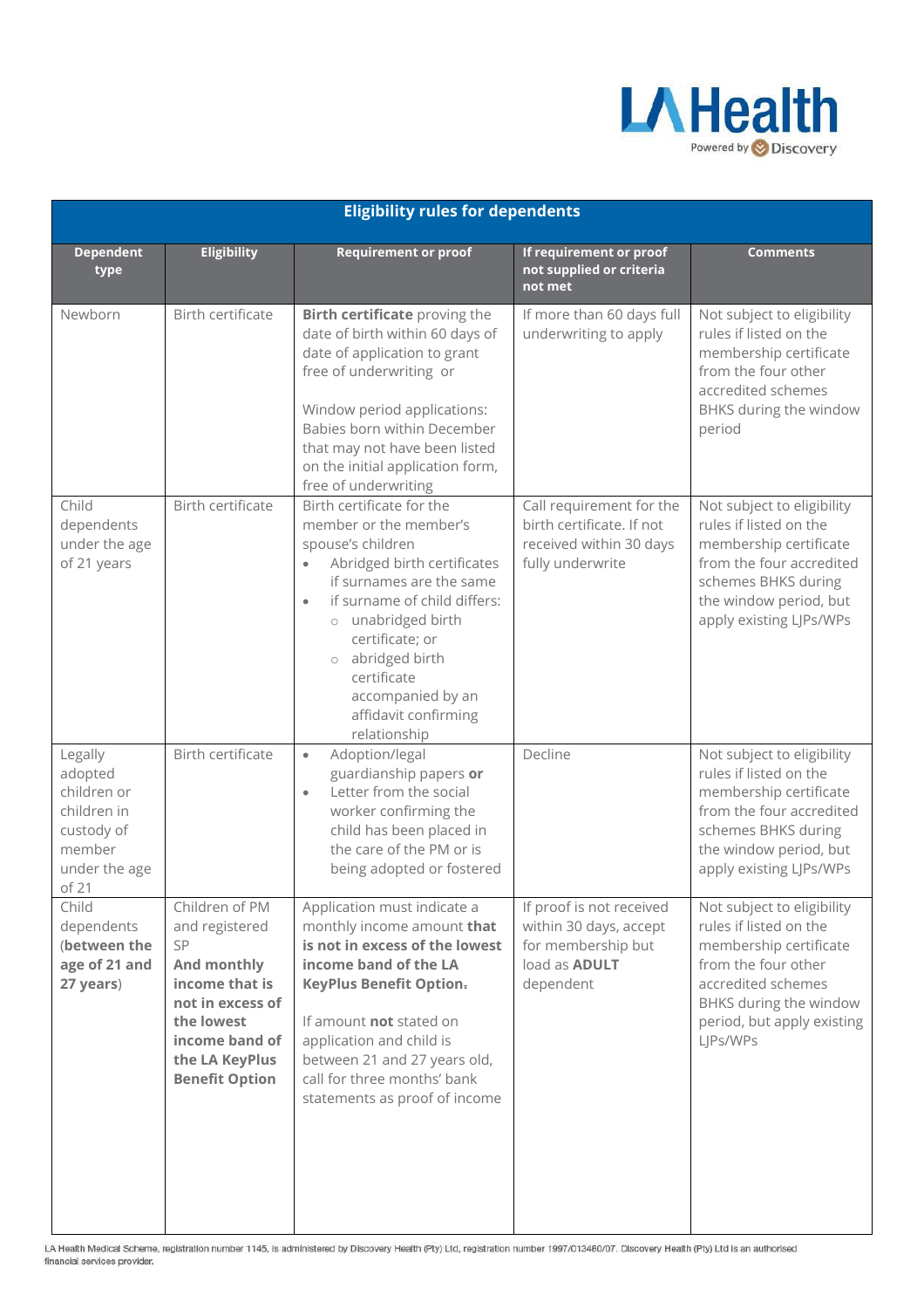## Eligibility rules for dependents

| Dependent type | Eligibility | Requirement or proof | If requirement or proof not supplied or criteria not met | Comments |
|---|---|---|---|---|
| Newborn | Birth certificate | **Birth certificate** proving the date of birth within 60 days of date of application to grant free of underwriting or<br><br>Window period applications: Babies born within December that may not have been listed on the initial application form, free of underwriting | If more than 60 days full underwriting to apply | Not subject to eligibility rules if listed on the membership certificate from the four other accredited schemes BHKS during the window period |
| Child dependents under the age of 21 years | Birth certificate | Birth certificate for the member or the member's spouse's children<br>• Abridged birth certificates if surnames are the same<br>• if surname of child differs:<br>  ○ unabridged birth certificate; or<br>  ○ abridged birth certificate accompanied by an affidavit confirming relationship | Call requirement for the birth certificate. If not received within 30 days fully underwrite | Not subject to eligibility rules if listed on the membership certificate from the four accredited schemes BHKS during the window period, but apply existing LJPs/WPs |
| Legally adopted children or children in custody of member under the age of 21 | Birth certificate | • Adoption/legal guardianship papers **or**<br>• Letter from the social worker confirming the child has been placed in the care of the PM or is being adopted or fostered | Decline | Not subject to eligibility rules if listed on the membership certificate from the four accredited schemes BHKS during the window period, but apply existing LJPs/WPs |
| Child dependents (**between the age of 21 and 27 years**) | Children of PM and registered SP **And monthly income that is not in excess of the lowest income band of the LA KeyPlus Benefit Option** | Application must indicate a monthly income amount **that is not in excess of the lowest income band of the LA KeyPlus Benefit Option.**<br><br>If amount **not** stated on application and child is between 21 and 27 years old, call for three months' bank statements as proof of income | If proof is not received within 30 days, accept for membership but load as **ADULT** dependent | Not subject to eligibility rules if listed on the membership certificate from the four other accredited schemes BHKS during the window period, but apply existing LJPs/WPs |

LA Health Medical Scheme, registration number 1145, is administered by Discovery Health (Pty) Ltd, registration number 1997/013480/07. Discovery Health (Pty) Ltd is an authorised financial services provider.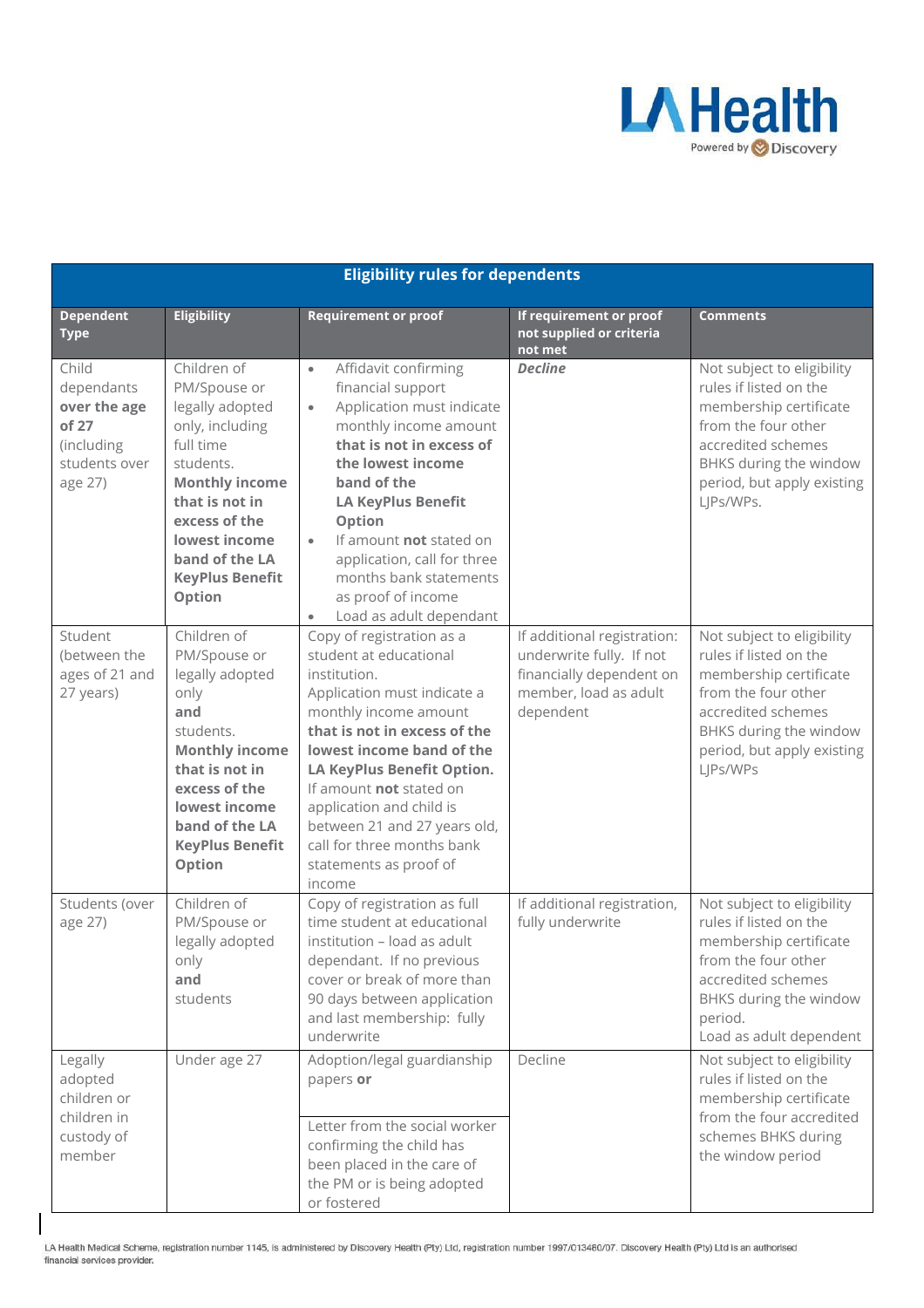| Eligibility rules for dependents | | | | |
|---|---|---|---|---|
| **Dependent Type** | **Eligibility** | **Requirement or proof** | **If requirement or proof not supplied or criteria not met** | **Comments** |
| Child dependants **over the age of 27** (including students over age 27) | Children of PM/Spouse or legally adopted only, including full time students. **Monthly income that is not in excess of the lowest income band of the LA KeyPlus Benefit Option** | • Affidavit confirming financial support<br>• Application must indicate monthly income amount **that is not in excess of the lowest income band of the LA KeyPlus Benefit Option**<br>• If amount **not** stated on application, call for three months bank statements as proof of income<br>• Load as adult dependant | ***Decline*** | Not subject to eligibility rules if listed on the membership certificate from the four other accredited schemes BHKS during the window period, but apply existing LJPs/WPs. |
| Student (between the ages of 21 and 27 years) | Children of PM/Spouse or legally adopted only **and** students. **Monthly income that is not in excess of the lowest income band of the LA KeyPlus Benefit Option** | Copy of registration as a student at educational institution. Application must indicate a monthly income amount **that is not in excess of the lowest income band of the LA KeyPlus Benefit Option.** If amount **not** stated on application and child is between 21 and 27 years old, call for three months bank statements as proof of income | If additional registration: underwrite fully. If not financially dependent on member, load as adult dependent | Not subject to eligibility rules if listed on the membership certificate from the four other accredited schemes BHKS during the window period, but apply existing LJPs/WPs |
| Students (over age 27) | Children of PM/Spouse or legally adopted only **and** students | Copy of registration as full time student at educational institution – load as adult dependant. If no previous cover or break of more than 90 days between application and last membership: fully underwrite | If additional registration, fully underwrite | Not subject to eligibility rules if listed on the membership certificate from the four other accredited schemes BHKS during the window period. Load as adult dependent |
| Legally adopted children or children in custody of member | Under age 27 | Adoption/legal guardianship papers **or**<br>Letter from the social worker confirming the child has been placed in the care of the PM or is being adopted or fostered | Decline | Not subject to eligibility rules if listed on the membership certificate from the four accredited schemes BHKS during the window period |

LA Health Medical Scheme, registration number 1145, is administered by Discovery Health (Pty) Ltd, registration number 1997/013480/07. Discovery Health (Pty) Ltd is an authorised financial services provider.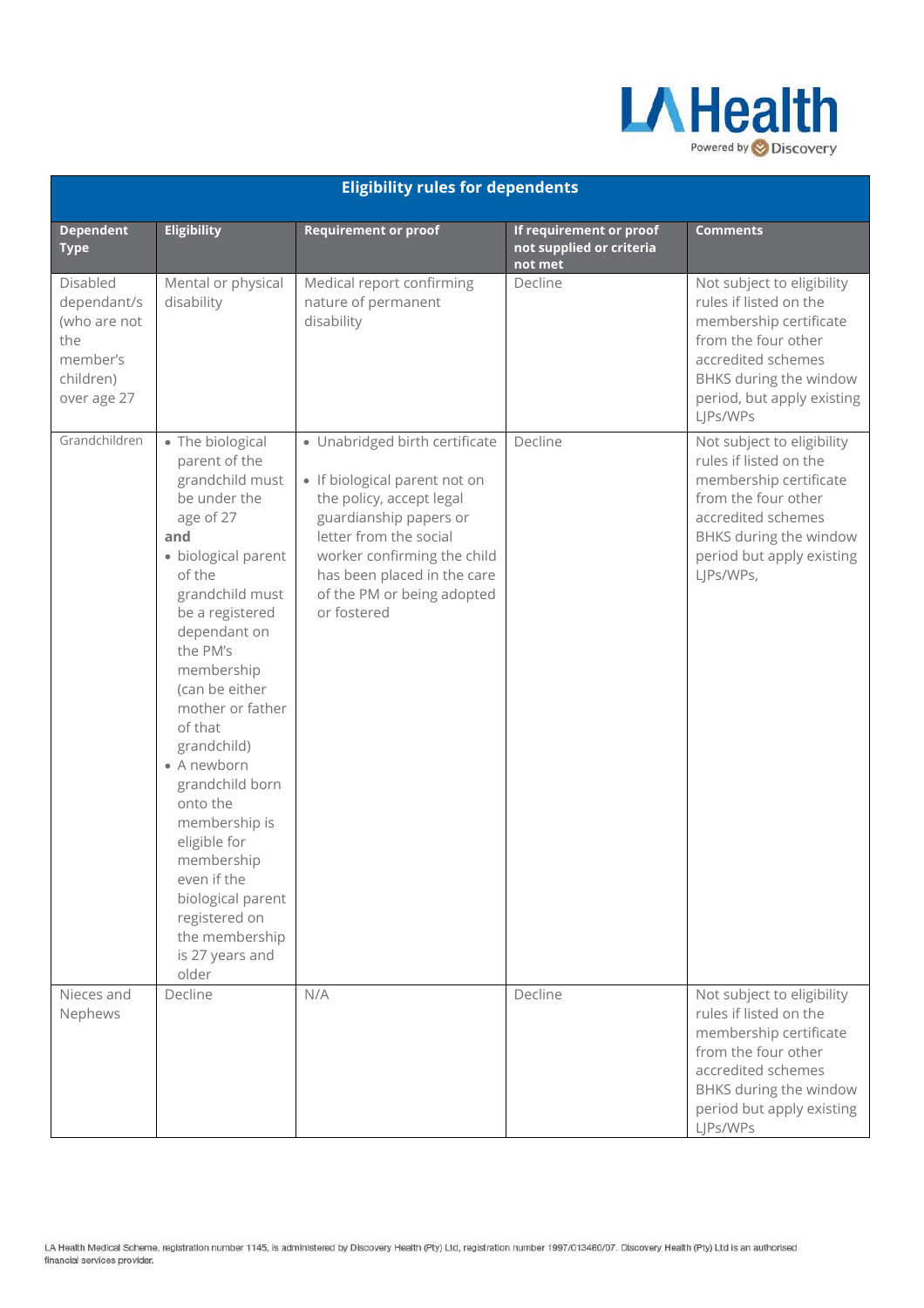| Eligibility rules for dependents | | | | |
|---|---|---|---|---|
| **Dependent Type** | **Eligibility** | **Requirement or proof** | **If requirement or proof not supplied or criteria not met** | **Comments** |
| Disabled dependant/s (who are not the member's children) over age 27 | Mental or physical disability | Medical report confirming nature of permanent disability | Decline | Not subject to eligibility rules if listed on the membership certificate from the four other accredited schemes BHKS during the window period, but apply existing LJPs/WPs |
| Grandchildren | • The biological parent of the grandchild must be under the age of 27 **and** • biological parent of the grandchild must be a registered dependant on the PM's membership (can be either mother or father of that grandchild) • A newborn grandchild born onto the membership is eligible for membership even if the biological parent registered on the membership is 27 years and older | • Unabridged birth certificate • If biological parent not on the policy, accept legal guardianship papers or letter from the social worker confirming the child has been placed in the care of the PM or being adopted or fostered | Decline | Not subject to eligibility rules if listed on the membership certificate from the four other accredited schemes BHKS during the window period but apply existing LJPs/WPs, |
| Nieces and Nephews | Decline | N/A | Decline | Not subject to eligibility rules if listed on the membership certificate from the four other accredited schemes BHKS during the window period but apply existing LJPs/WPs |

LA Health Medical Scheme, registration number 1145, is administered by Discovery Health (Pty) Ltd, registration number 1997/013480/07. Discovery Health (Pty) Ltd is an authorised financial services provider.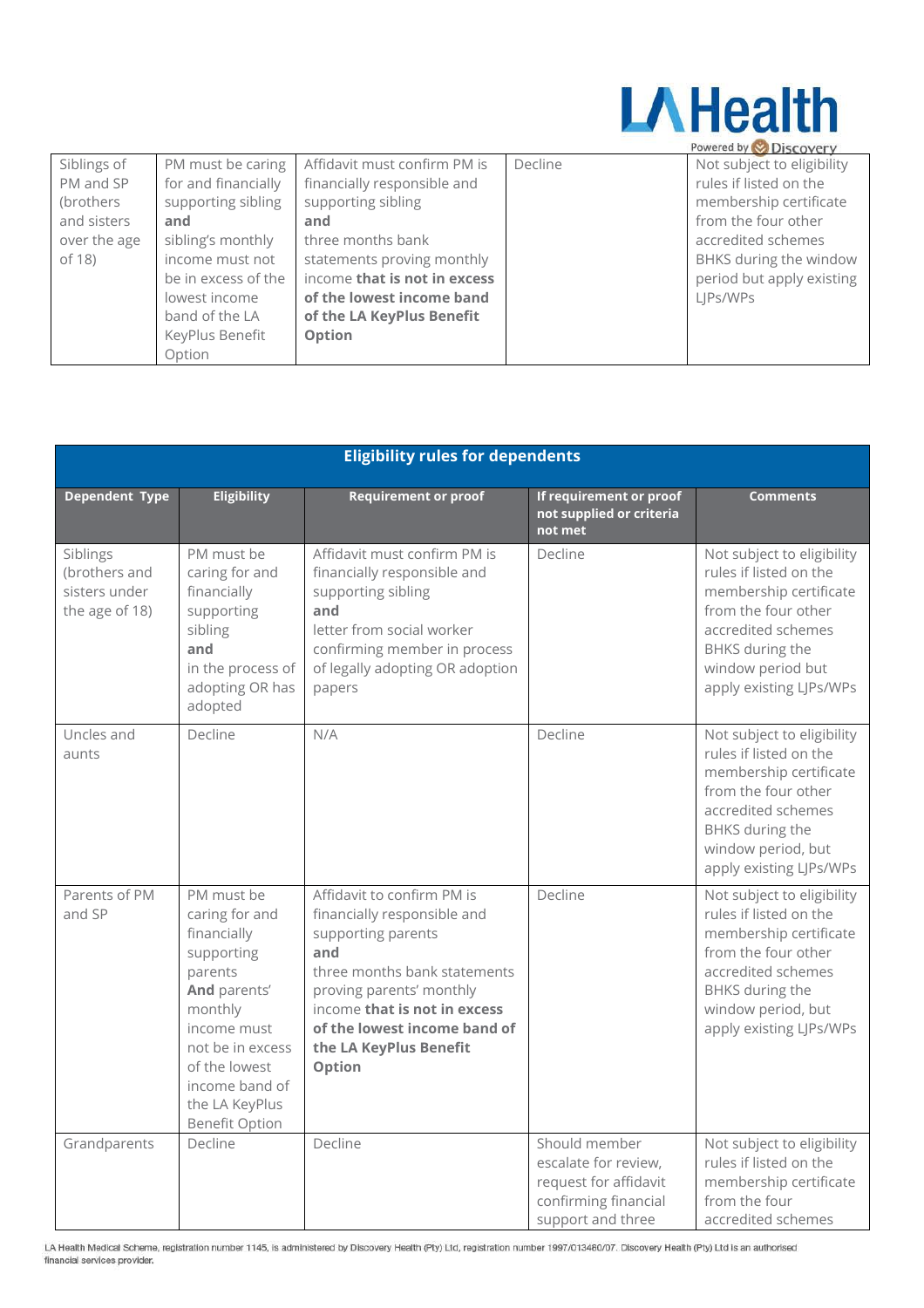| Siblings of PM and SP (brothers and sisters over the age of 18) | PM must be caring for and financially supporting sibling **and** sibling's monthly income must not be in excess of the lowest income band of the LA KeyPlus Benefit Option | Affidavit must confirm PM is financially responsible and supporting sibling **and** three months bank statements proving monthly income **that is not in excess of the lowest income band of the LA KeyPlus Benefit Option** | Decline | Not subject to eligibility rules if listed on the membership certificate from the four other accredited schemes BHKS during the window period but apply existing LJPs/WPs |
|---|---|---|---|---|

| **Eligibility rules for dependents** | | | | |
|---|---|---|---|---|
| **Dependent Type** | **Eligibility** | **Requirement or proof** | **If requirement or proof not supplied or criteria not met** | **Comments** |
| Siblings (brothers and sisters under the age of 18) | PM must be caring for and financially supporting sibling **and** in the process of adopting OR has adopted | Affidavit must confirm PM is financially responsible and supporting sibling **and** letter from social worker confirming member in process of legally adopting OR adoption papers | Decline | Not subject to eligibility rules if listed on the membership certificate from the four other accredited schemes BHKS during the window period but apply existing LJPs/WPs |
| Uncles and aunts | Decline | N/A | Decline | Not subject to eligibility rules if listed on the membership certificate from the four other accredited schemes BHKS during the window period, but apply existing LJPs/WPs |
| Parents of PM and SP | PM must be caring for and financially supporting parents **And** parents' monthly income must not be in excess of the lowest income band of the LA KeyPlus Benefit Option | Affidavit to confirm PM is financially responsible and supporting parents **and** three months bank statements proving parents' monthly income **that is not in excess of the lowest income band of the LA KeyPlus Benefit Option** | Decline | Not subject to eligibility rules if listed on the membership certificate from the four other accredited schemes BHKS during the window period, but apply existing LJPs/WPs |
| Grandparents | Decline | Decline | Should member escalate for review, request for affidavit confirming financial support and three | Not subject to eligibility rules if listed on the membership certificate from the four accredited schemes |

LA Health Medical Scheme, registration number 1145, is administered by Discovery Health (Pty) Ltd, registration number 1997/013480/07. Discovery Health (Pty) Ltd is an authorised financial services provider.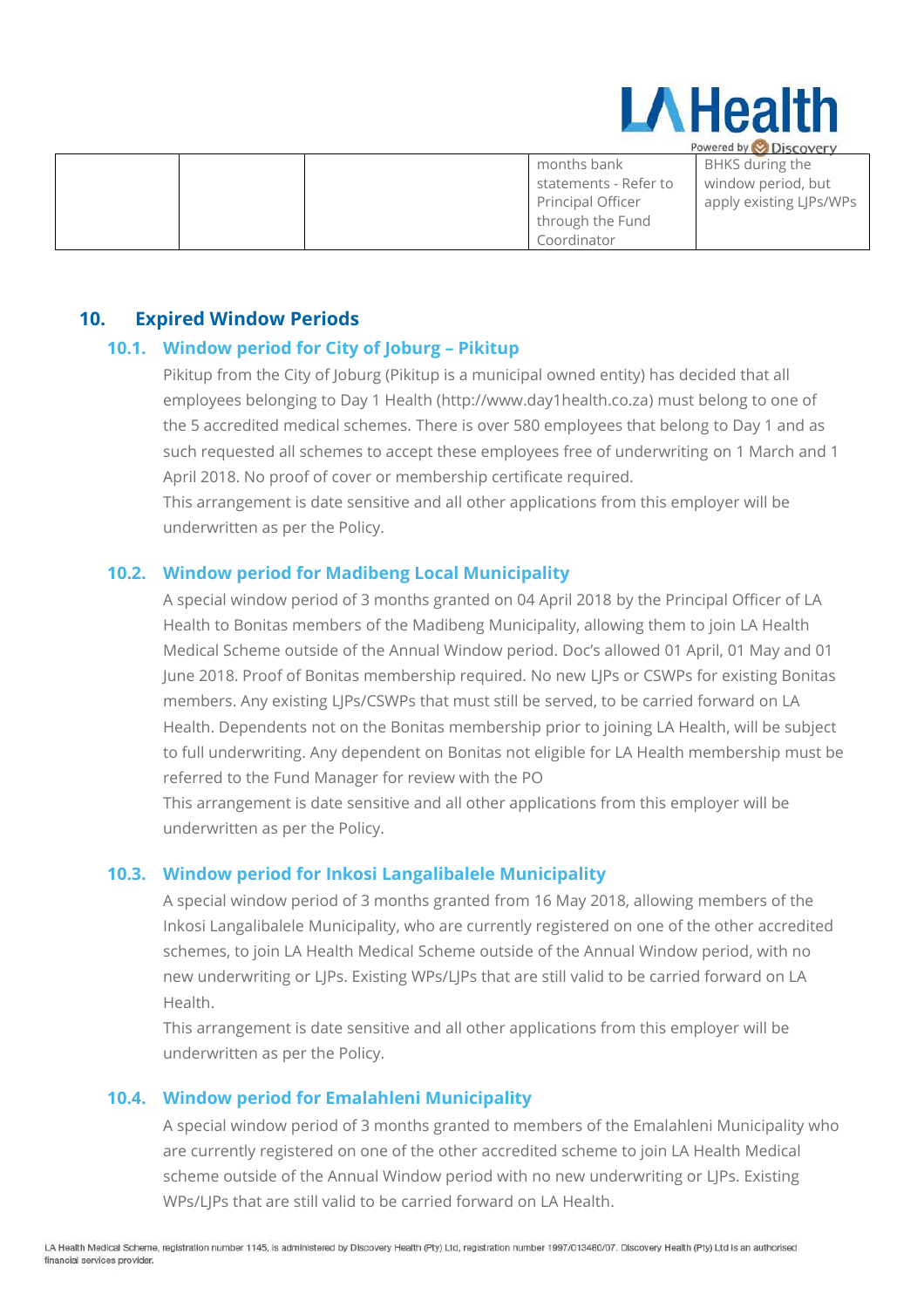| | | | months bank statements - Refer to Principal Officer through the Fund Coordinator | BHKS during the window period, but apply existing LJPs/WPs |
|---|---|---|---|---|

## 10. Expired Window Periods

### 10.1. Window period for City of Joburg – Pikitup

Pikitup from the City of Joburg (Pikitup is a municipal owned entity) has decided that all employees belonging to Day 1 Health (http://www.day1health.co.za) must belong to one of the 5 accredited medical schemes. There is over 580 employees that belong to Day 1 and as such requested all schemes to accept these employees free of underwriting on 1 March and 1 April 2018. No proof of cover or membership certificate required.
This arrangement is date sensitive and all other applications from this employer will be underwritten as per the Policy.

### 10.2. Window period for Madibeng Local Municipality

A special window period of 3 months granted on 04 April 2018 by the Principal Officer of LA Health to Bonitas members of the Madibeng Municipality, allowing them to join LA Health Medical Scheme outside of the Annual Window period. Doc's allowed 01 April, 01 May and 01 June 2018. Proof of Bonitas membership required. No new LJPs or CSWPs for existing Bonitas members. Any existing LJPs/CSWPs that must still be served, to be carried forward on LA Health. Dependents not on the Bonitas membership prior to joining LA Health, will be subject to full underwriting. Any dependent on Bonitas not eligible for LA Health membership must be referred to the Fund Manager for review with the PO
This arrangement is date sensitive and all other applications from this employer will be underwritten as per the Policy.

### 10.3. Window period for Inkosi Langalibalele Municipality

A special window period of 3 months granted from 16 May 2018, allowing members of the Inkosi Langalibalele Municipality, who are currently registered on one of the other accredited schemes, to join LA Health Medical Scheme outside of the Annual Window period, with no new underwriting or LJPs. Existing WPs/LJPs that are still valid to be carried forward on LA Health.
This arrangement is date sensitive and all other applications from this employer will be underwritten as per the Policy.

### 10.4. Window period for Emalahleni Municipality

A special window period of 3 months granted to members of the Emalahleni Municipality who are currently registered on one of the other accredited scheme to join LA Health Medical scheme outside of the Annual Window period with no new underwriting or LJPs. Existing WPs/LJPs that are still valid to be carried forward on LA Health.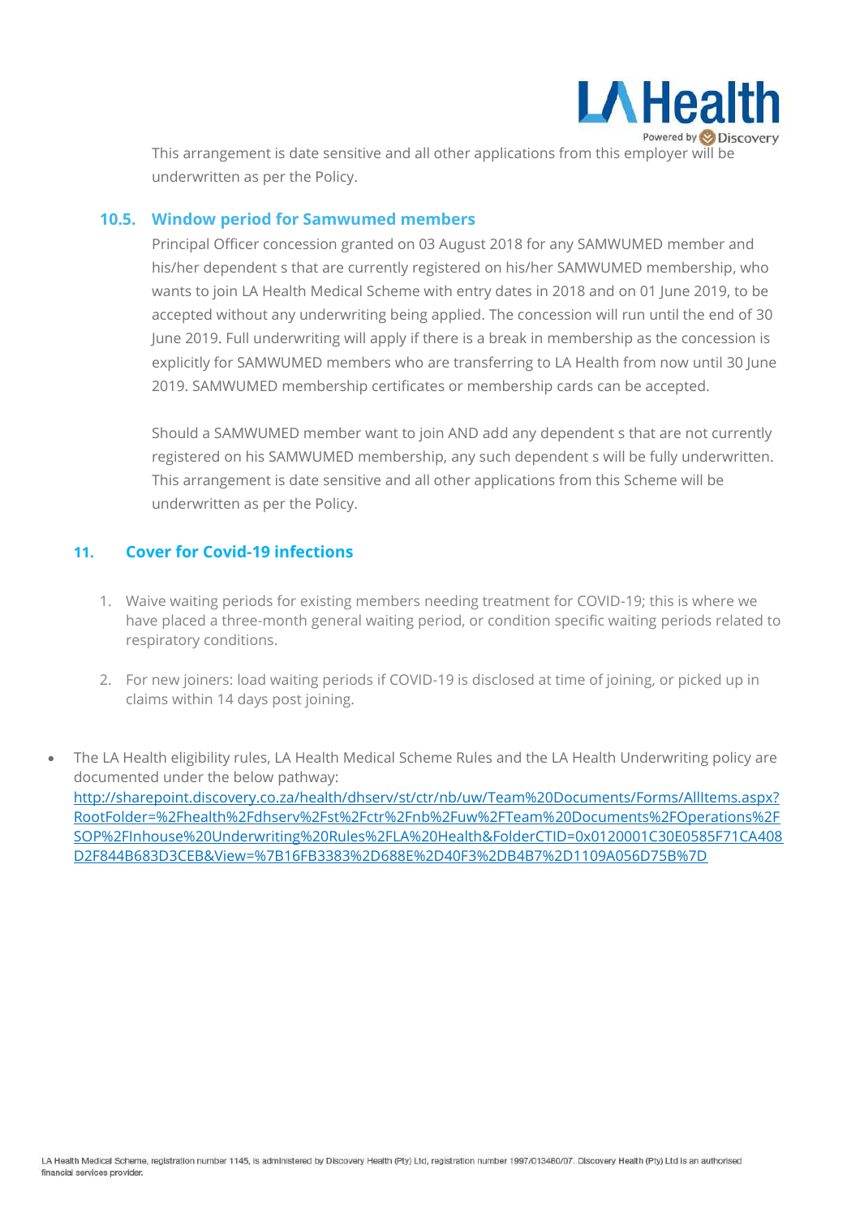This arrangement is date sensitive and all other applications from this employer will be underwritten as per the Policy.

### 10.5. Window period for Samwumed members

Principal Officer concession granted on 03 August 2018 for any SAMWUMED member and his/her dependent s that are currently registered on his/her SAMWUMED membership, who wants to join LA Health Medical Scheme with entry dates in 2018 and on 01 June 2019, to be accepted without any underwriting being applied. The concession will run until the end of 30 June 2019. Full underwriting will apply if there is a break in membership as the concession is explicitly for SAMWUMED members who are transferring to LA Health from now until 30 June 2019. SAMWUMED membership certificates or membership cards can be accepted.

Should a SAMWUMED member want to join AND add any dependent s that are not currently registered on his SAMWUMED membership, any such dependent s will be fully underwritten. This arrangement is date sensitive and all other applications from this Scheme will be underwritten as per the Policy.

## 11. Cover for Covid-19 infections

1. Waive waiting periods for existing members needing treatment for COVID-19; this is where we have placed a three-month general waiting period, or condition specific waiting periods related to respiratory conditions.

2. For new joiners: load waiting periods if COVID-19 is disclosed at time of joining, or picked up in claims within 14 days post joining.

- The LA Health eligibility rules, LA Health Medical Scheme Rules and the LA Health Underwriting policy are documented under the below pathway: http://sharepoint.discovery.co.za/health/dhserv/st/ctr/nb/uw/Team%20Documents/Forms/AllItems.aspx?RootFolder=%2Fhealth%2Fdhserv%2Fst%2Fctr%2Fnb%2Fuw%2FTeam%20Documents%2FOperations%2FSOP%2FInhouse%20Underwriting%20Rules%2FLA%20Health&FolderCTID=0x0120001C30E0585F71CA408D2F844B683D3CEB&View=%7B16FB3383%2D688E%2D40F3%2DB4B7%2D1109A056D75B%7D

LA Health Medical Scheme, registration number 1145, is administered by Discovery Health (Pty) Ltd, registration number 1997/013480/07. Discovery Health (Pty) Ltd is an authorised financial services provider.